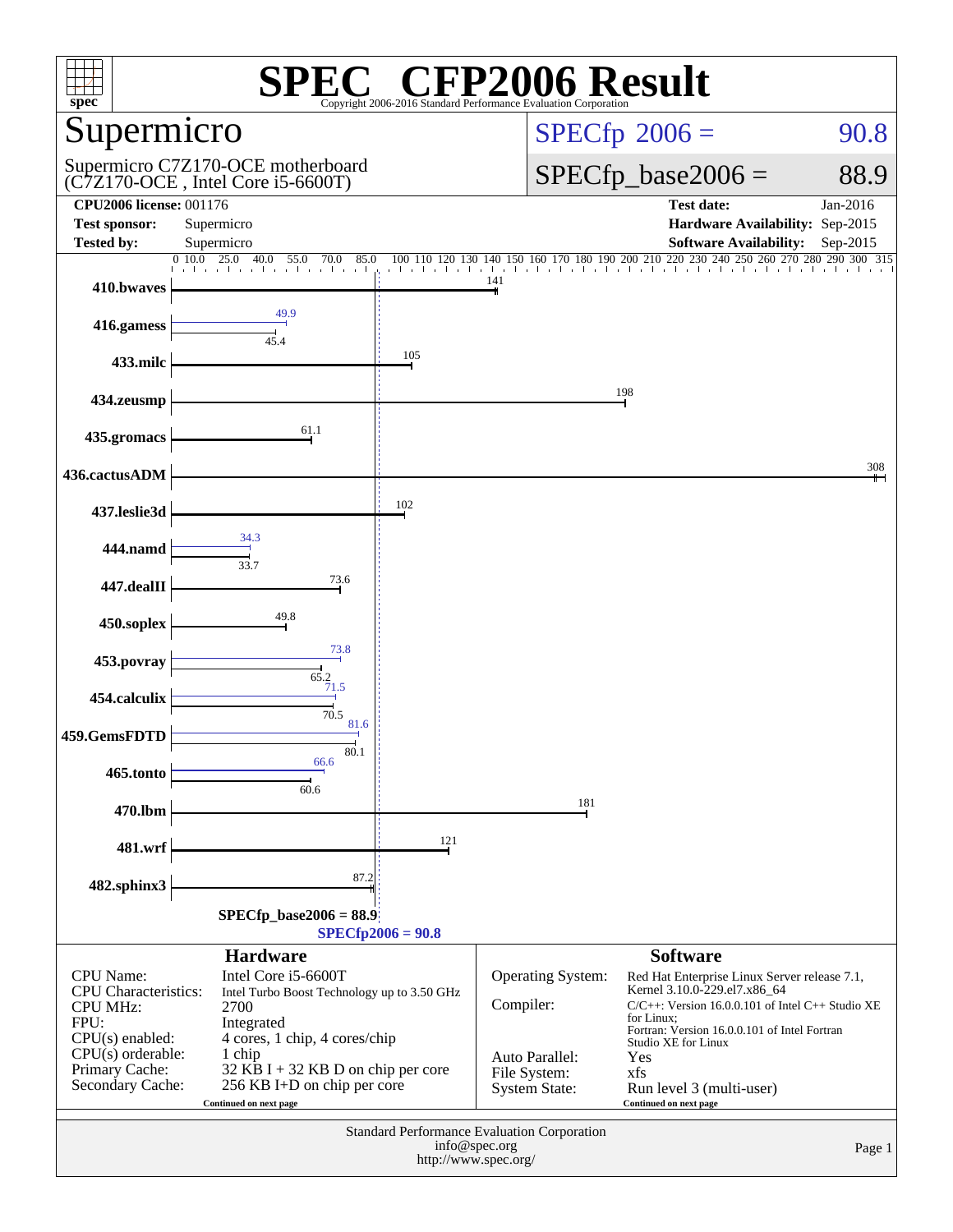# SPEC CFP2006 Result

Copyright 2006-2016 Standard Performance Evaluation Corporation

## Supermicro

Supermicro C7Z170-OCE motherboard
(C7Z170-OCE , Intel Core i5-6600T)

SPECfp 2006 = 90.8

SPECfp_base2006 = 88.9

| | | | |
|---|---|---|---|
| **CPU2006 license:** 001176 | | **Test date:** | Jan-2016 |
| **Test sponsor:** | Supermicro | **Hardware Availability:** | Sep-2015 |
| **Tested by:** | Supermicro | **Software Availability:** | Sep-2015 |

| Benchmark | Peak | Base |
|---|---|---|
| 410.bwaves | | 141 |
| 416.gamess | 49.9 | 45.4 |
| 433.milc | | 105 |
| 434.zeusmp | | 198 |
| 435.gromacs | | 61.1 |
| 436.cactusADM | | 308 |
| 437.leslie3d | | 102 |
| 444.namd | 34.3 | 33.7 |
| 447.dealII | | 73.6 |
| 450.soplex | | 49.8 |
| 453.povray | 73.8 | 65.2 |
| 454.calculix | 71.5 | 70.5 |
| 459.GemsFDTD | 81.6 | 80.1 |
| 465.tonto | 66.6 | 60.6 |
| 470.lbm | | 181 |
| 481.wrf | | 121 |
| 482.sphinx3 | | 87.2 |

SPECfp_base2006 = 88.9

SPECfp2006 = 90.8

### Hardware

| | |
|---|---|
| CPU Name: | Intel Core i5-6600T |
| CPU Characteristics: | Intel Turbo Boost Technology up to 3.50 GHz |
| CPU MHz: | 2700 |
| FPU: | Integrated |
| CPU(s) enabled: | 4 cores, 1 chip, 4 cores/chip |
| CPU(s) orderable: | 1 chip |
| Primary Cache: | 32 KB I + 32 KB D on chip per core |
| Secondary Cache: | 256 KB I+D on chip per core |

Continued on next page

### Software

| | |
|---|---|
| Operating System: | Red Hat Enterprise Linux Server release 7.1, Kernel 3.10.0-229.el7.x86_64 |
| Compiler: | C/C++: Version 16.0.0.101 of Intel C++ Studio XE for Linux; Fortran: Version 16.0.0.101 of Intel Fortran Studio XE for Linux |
| Auto Parallel: | Yes |
| File System: | xfs |
| System State: | Run level 3 (multi-user) |

Continued on next page

Standard Performance Evaluation Corporation
info@spec.org
http://www.spec.org/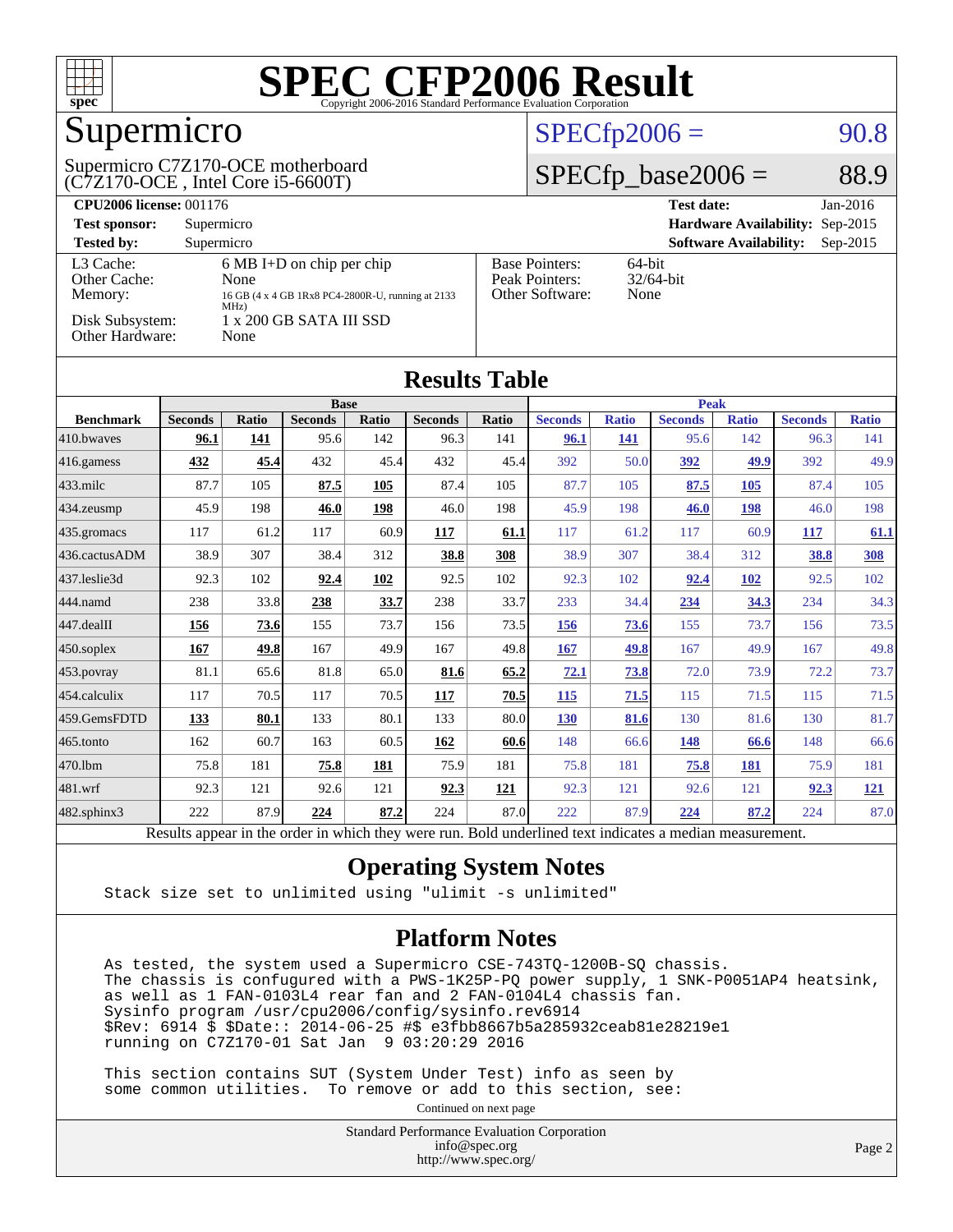# SPEC CFP2006 Result

Copyright 2006-2016 Standard Performance Evaluation Corporation

## Supermicro

Supermicro C7Z170-OCE motherboard (C7Z170-OCE , Intel Core i5-6600T)

SPECfp2006 = 90.8

SPECfp_base2006 = 88.9

**CPU2006 license:** 001176
**Test sponsor:** Supermicro
**Tested by:** Supermicro

**Test date:** Jan-2016
**Hardware Availability:** Sep-2015
**Software Availability:** Sep-2015

| | |
|---|---|
| L3 Cache: | 6 MB I+D on chip per chip |
| Other Cache: | None |
| Memory: | 16 GB (4 x 4 GB 1Rx8 PC4-2800R-U, running at 2133 MHz) |
| Disk Subsystem: | 1 x 200 GB SATA III SSD |
| Other Hardware: | None |

| | |
|---|---|
| Base Pointers: | 64-bit |
| Peak Pointers: | 32/64-bit |
| Other Software: | None |

## Results Table

| | Base | | | | | | Peak | | | | | |
|---|---|---|---|---|---|---|---|---|---|---|---|---|
| **Benchmark** | **Seconds** | **Ratio** | **Seconds** | **Ratio** | **Seconds** | **Ratio** | **Seconds** | **Ratio** | **Seconds** | **Ratio** | **Seconds** | **Ratio** |
| 410.bwaves | **96.1** | **141** | 95.6 | 142 | 96.3 | 141 | **96.1** | **141** | 95.6 | 142 | 96.3 | 141 |
| 416.gamess | **432** | **45.4** | 432 | 45.4 | 432 | 45.4 | 392 | 50.0 | **392** | **49.9** | 392 | 49.9 |
| 433.milc | 87.7 | 105 | **87.5** | **105** | 87.4 | 105 | 87.7 | 105 | **87.5** | **105** | 87.4 | 105 |
| 434.zeusmp | 45.9 | 198 | **46.0** | **198** | 46.0 | 198 | 45.9 | 198 | **46.0** | **198** | 46.0 | 198 |
| 435.gromacs | 117 | 61.2 | 117 | 60.9 | **117** | **61.1** | 117 | 61.2 | 117 | 60.9 | **117** | **61.1** |
| 436.cactusADM | 38.9 | 307 | 38.4 | 312 | **38.8** | **308** | 38.9 | 307 | 38.4 | 312 | **38.8** | **308** |
| 437.leslie3d | 92.3 | 102 | **92.4** | **102** | 92.5 | 102 | 92.3 | 102 | **92.4** | **102** | 92.5 | 102 |
| 444.namd | 238 | 33.8 | **238** | **33.7** | 238 | 33.7 | 233 | 34.4 | **234** | **34.3** | 234 | 34.3 |
| 447.dealII | **156** | **73.6** | 155 | 73.7 | 156 | 73.5 | **156** | **73.6** | 155 | 73.7 | 156 | 73.5 |
| 450.soplex | **167** | **49.8** | 167 | 49.9 | 167 | 49.8 | **167** | **49.8** | 167 | 49.9 | 167 | 49.8 |
| 453.povray | 81.1 | 65.6 | 81.8 | 65.0 | **81.6** | **65.2** | **72.1** | **73.8** | 72.0 | 73.9 | 72.2 | 73.7 |
| 454.calculix | 117 | 70.5 | 117 | 70.5 | **117** | **70.5** | **115** | **71.5** | 115 | 71.5 | 115 | 71.5 |
| 459.GemsFDTD | **133** | **80.1** | 133 | 80.1 | 133 | 80.0 | **130** | **81.6** | 130 | 81.6 | 130 | 81.7 |
| 465.tonto | 162 | 60.7 | 163 | 60.5 | **162** | **60.6** | 148 | 66.6 | **148** | **66.6** | 148 | 66.6 |
| 470.lbm | 75.8 | 181 | **75.8** | **181** | 75.9 | 181 | 75.8 | 181 | **75.8** | **181** | 75.9 | 181 |
| 481.wrf | 92.3 | 121 | 92.6 | 121 | **92.3** | **121** | 92.3 | 121 | 92.6 | 121 | **92.3** | **121** |
| 482.sphinx3 | 222 | 87.9 | **224** | **87.2** | 224 | 87.0 | 222 | 87.9 | **224** | **87.2** | 224 | 87.0 |

Results appear in the order in which they were run. Bold underlined text indicates a median measurement.

## Operating System Notes

```
Stack size set to unlimited using "ulimit -s unlimited"
```

## Platform Notes

```
As tested, the system used a Supermicro CSE-743TQ-1200B-SQ chassis.
The chassis is confugured with a PWS-1K25P-PQ power supply, 1 SNK-P0051AP4 heatsink,
as well as 1 FAN-0103L4 rear fan and 2 FAN-0104L4 chassis fan.
Sysinfo program /usr/cpu2006/config/sysinfo.rev6914
$Rev: 6914 $ $Date:: 2014-06-25 #$ e3fbb8667b5a285932ceab81e28219e1
running on C7Z170-01 Sat Jan  9 03:20:29 2016

This section contains SUT (System Under Test) info as seen by
some common utilities.  To remove or add to this section, see:
```

Continued on next page

Standard Performance Evaluation Corporation
info@spec.org
http://www.spec.org/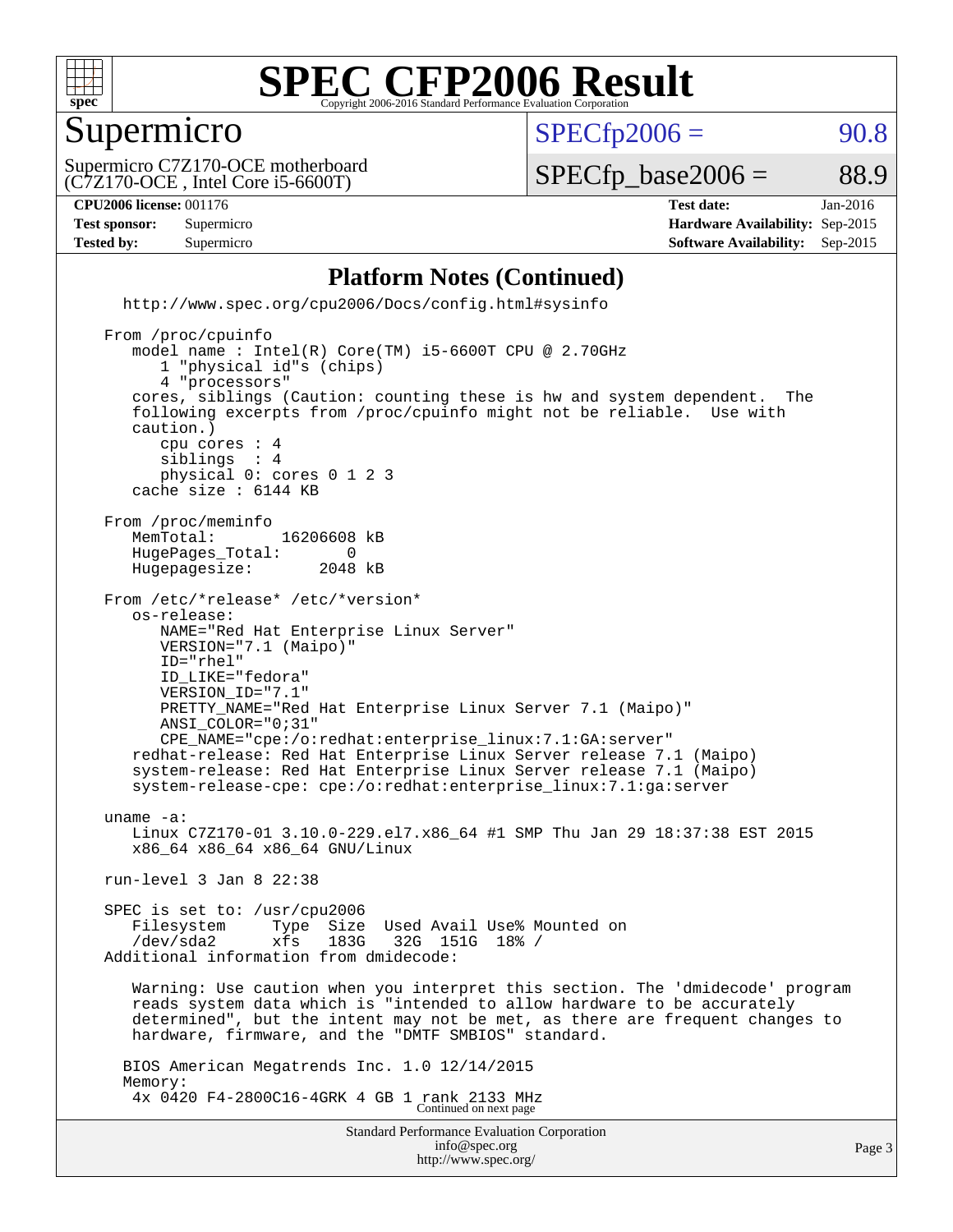## Platform Notes (Continued)

```
   http://www.spec.org/cpu2006/Docs/config.html#sysinfo

 From /proc/cpuinfo
    model name : Intel(R) Core(TM) i5-6600T CPU @ 2.70GHz
       1 "physical id"s (chips)
       4 "processors"
    cores, siblings (Caution: counting these is hw and system dependent.  The
    following excerpts from /proc/cpuinfo might not be reliable.  Use with
    caution.)
       cpu cores : 4
       siblings  : 4
       physical 0: cores 0 1 2 3
    cache size : 6144 KB

 From /proc/meminfo
    MemTotal:       16206608 kB
    HugePages_Total:       0
    Hugepagesize:       2048 kB

 From /etc/*release* /etc/*version*
    os-release:
       NAME="Red Hat Enterprise Linux Server"
       VERSION="7.1 (Maipo)"
       ID="rhel"
       ID_LIKE="fedora"
       VERSION_ID="7.1"
       PRETTY_NAME="Red Hat Enterprise Linux Server 7.1 (Maipo)"
       ANSI_COLOR="0;31"
       CPE_NAME="cpe:/o:redhat:enterprise_linux:7.1:GA:server"
    redhat-release: Red Hat Enterprise Linux Server release 7.1 (Maipo)
    system-release: Red Hat Enterprise Linux Server release 7.1 (Maipo)
    system-release-cpe: cpe:/o:redhat:enterprise_linux:7.1:ga:server

 uname -a:
    Linux C7Z170-01 3.10.0-229.el7.x86_64 #1 SMP Thu Jan 29 18:37:38 EST 2015
    x86_64 x86_64 x86_64 GNU/Linux

 run-level 3 Jan 8 22:38

 SPEC is set to: /usr/cpu2006
    Filesystem     Type  Size  Used Avail Use% Mounted on
    /dev/sda2      xfs   183G   32G  151G  18% /
 Additional information from dmidecode:

    Warning: Use caution when you interpret this section. The 'dmidecode' program
    reads system data which is "intended to allow hardware to be accurately
    determined", but the intent may not be met, as there are frequent changes to
    hardware, firmware, and the "DMTF SMBIOS" standard.

   BIOS American Megatrends Inc. 1.0 12/14/2015
   Memory:
    4x 0420 F4-2800C16-4GRK 4 GB 1 rank 2133 MHz
```

Continued on next page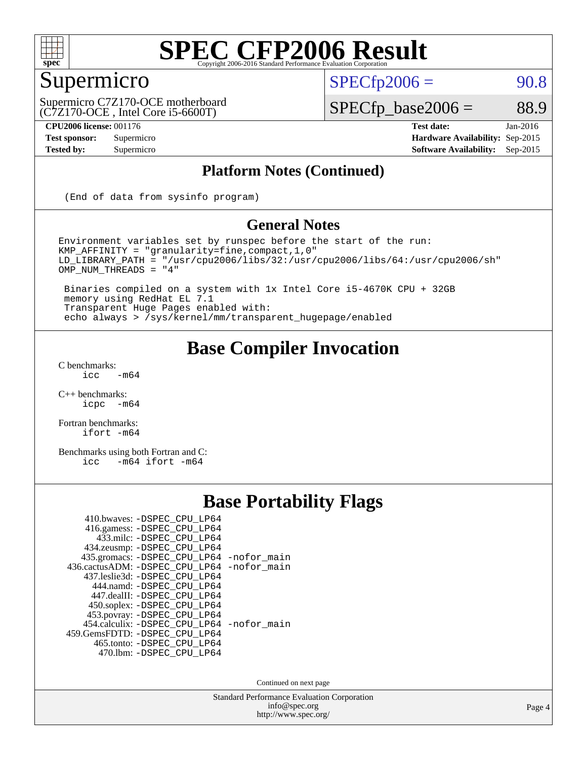# SPEC CFP2006 Result

Copyright 2006-2016 Standard Performance Evaluation Corporation

## Supermicro

Supermicro C7Z170-OCE motherboard
(C7Z170-OCE , Intel Core i5-6600T)

SPECfp2006 = 90.8

SPECfp_base2006 = 88.9

**CPU2006 license:** 001176
**Test sponsor:** Supermicro
**Tested by:** Supermicro

**Test date:** Jan-2016
**Hardware Availability:** Sep-2015
**Software Availability:** Sep-2015

## Platform Notes (Continued)

```
(End of data from sysinfo program)
```

## General Notes

```
Environment variables set by runspec before the start of the run:
KMP_AFFINITY = "granularity=fine,compact,1,0"
LD_LIBRARY_PATH = "/usr/cpu2006/libs/32:/usr/cpu2006/libs/64:/usr/cpu2006/sh"
OMP_NUM_THREADS = "4"

 Binaries compiled on a system with 1x Intel Core i5-4670K CPU + 32GB
 memory using RedHat EL 7.1
 Transparent Huge Pages enabled with:
 echo always > /sys/kernel/mm/transparent_hugepage/enabled
```

## Base Compiler Invocation

C benchmarks:
```
icc  -m64
```

C++ benchmarks:
```
icpc  -m64
```

Fortran benchmarks:
```
ifort -m64
```

Benchmarks using both Fortran and C:
```
icc  -m64 ifort -m64
```

## Base Portability Flags

```
    410.bwaves: -DSPEC_CPU_LP64
    416.gamess: -DSPEC_CPU_LP64
      433.milc: -DSPEC_CPU_LP64
    434.zeusmp: -DSPEC_CPU_LP64
   435.gromacs: -DSPEC_CPU_LP64 -nofor_main
  436.cactusADM: -DSPEC_CPU_LP64 -nofor_main
   437.leslie3d: -DSPEC_CPU_LP64
     444.namd: -DSPEC_CPU_LP64
    447.dealII: -DSPEC_CPU_LP64
    450.soplex: -DSPEC_CPU_LP64
    453.povray: -DSPEC_CPU_LP64
   454.calculix: -DSPEC_CPU_LP64 -nofor_main
  459.GemsFDTD: -DSPEC_CPU_LP64
     465.tonto: -DSPEC_CPU_LP64
      470.lbm: -DSPEC_CPU_LP64
```

Continued on next page

Standard Performance Evaluation Corporation
info@spec.org
http://www.spec.org/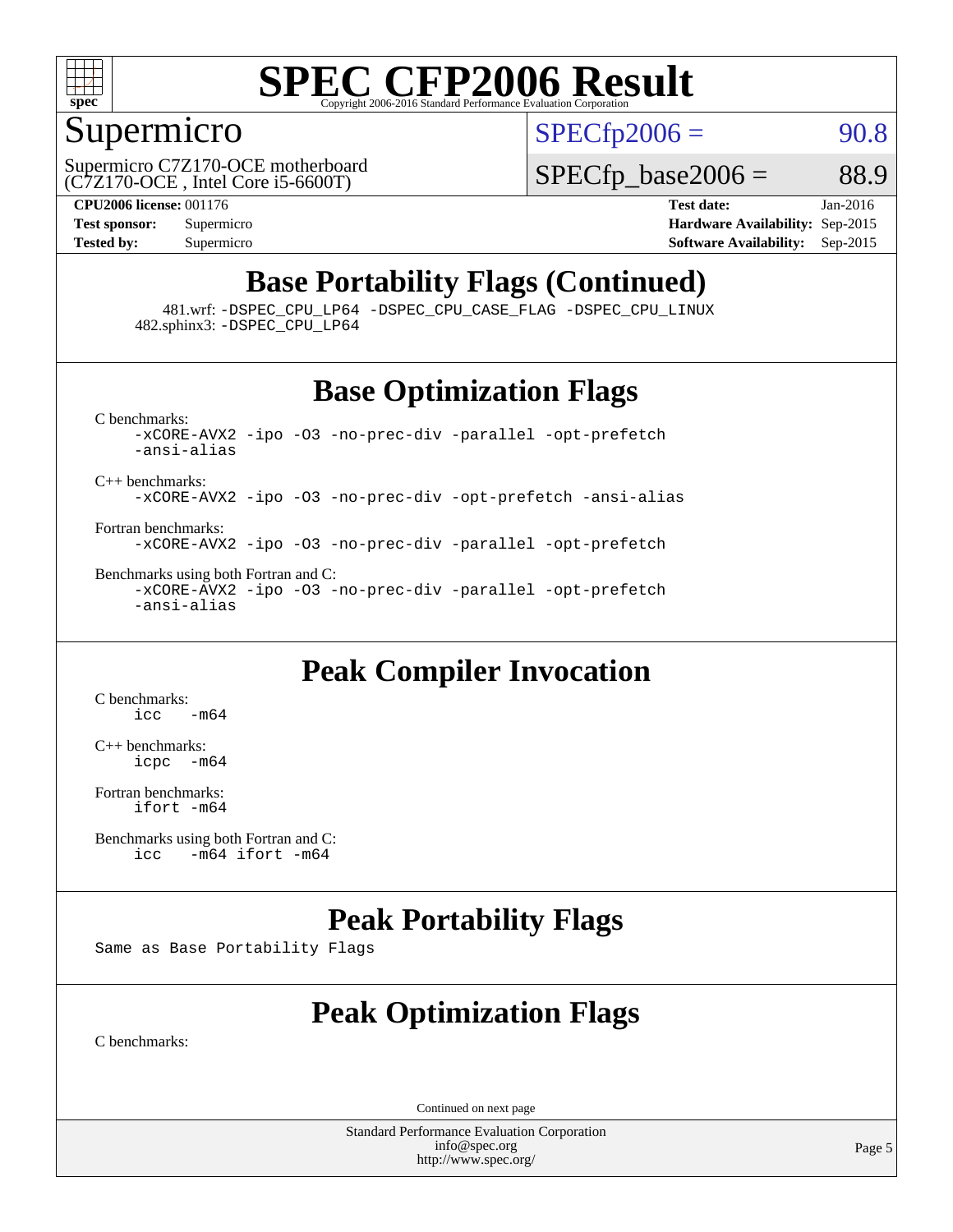# SPEC CFP2006 Result

Copyright 2006-2016 Standard Performance Evaluation Corporation

## Supermicro

Supermicro C7Z170-OCE motherboard
(C7Z170-OCE , Intel Core i5-6600T)

SPECfp2006 = 90.8

SPECfp_base2006 = 88.9

| | | | |
|---|---|---|---|
| **CPU2006 license:** 001176 | | **Test date:** | Jan-2016 |
| **Test sponsor:** | Supermicro | **Hardware Availability:** | Sep-2015 |
| **Tested by:** | Supermicro | **Software Availability:** | Sep-2015 |

## Base Portability Flags (Continued)

481.wrf: -DSPEC_CPU_LP64 -DSPEC_CPU_CASE_FLAG -DSPEC_CPU_LINUX
482.sphinx3: -DSPEC_CPU_LP64

## Base Optimization Flags

C benchmarks:
-xCORE-AVX2 -ipo -O3 -no-prec-div -parallel -opt-prefetch -ansi-alias

C++ benchmarks:
-xCORE-AVX2 -ipo -O3 -no-prec-div -opt-prefetch -ansi-alias

Fortran benchmarks:
-xCORE-AVX2 -ipo -O3 -no-prec-div -parallel -opt-prefetch

Benchmarks using both Fortran and C:
-xCORE-AVX2 -ipo -O3 -no-prec-div -parallel -opt-prefetch -ansi-alias

## Peak Compiler Invocation

C benchmarks:
icc -m64

C++ benchmarks:
icpc -m64

Fortran benchmarks:
ifort -m64

Benchmarks using both Fortran and C:
icc -m64 ifort -m64

## Peak Portability Flags

Same as Base Portability Flags

## Peak Optimization Flags

C benchmarks:

Continued on next page

Standard Performance Evaluation Corporation
info@spec.org
http://www.spec.org/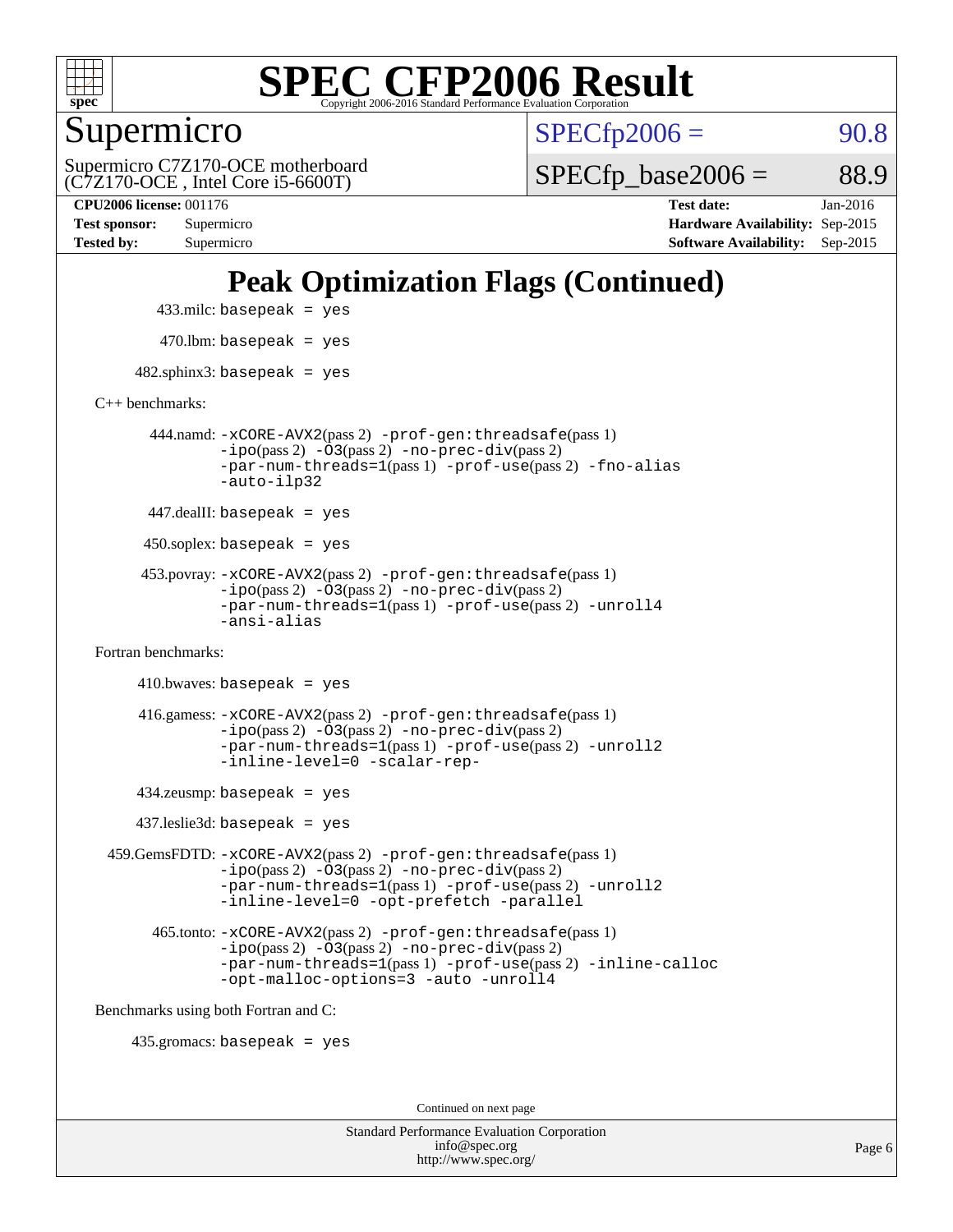# Peak Optimization Flags (Continued)

433.milc: `basepeak = yes`

470.lbm: `basepeak = yes`

482.sphinx3: `basepeak = yes`

C++ benchmarks:

444.namd: `-xCORE-AVX2`(pass 2) `-prof-gen:threadsafe`(pass 1) `-ipo`(pass 2) `-O3`(pass 2) `-no-prec-div`(pass 2) `-par-num-threads=1`(pass 1) `-prof-use`(pass 2) `-fno-alias` `-auto-ilp32`

447.dealII: `basepeak = yes`

450.soplex: `basepeak = yes`

453.povray: `-xCORE-AVX2`(pass 2) `-prof-gen:threadsafe`(pass 1) `-ipo`(pass 2) `-O3`(pass 2) `-no-prec-div`(pass 2) `-par-num-threads=1`(pass 1) `-prof-use`(pass 2) `-unroll4` `-ansi-alias`

Fortran benchmarks:

410.bwaves: `basepeak = yes`

416.gamess: `-xCORE-AVX2`(pass 2) `-prof-gen:threadsafe`(pass 1) `-ipo`(pass 2) `-O3`(pass 2) `-no-prec-div`(pass 2) `-par-num-threads=1`(pass 1) `-prof-use`(pass 2) `-unroll2` `-inline-level=0` `-scalar-rep-`

434.zeusmp: `basepeak = yes`

437.leslie3d: `basepeak = yes`

459.GemsFDTD: `-xCORE-AVX2`(pass 2) `-prof-gen:threadsafe`(pass 1) `-ipo`(pass 2) `-O3`(pass 2) `-no-prec-div`(pass 2) `-par-num-threads=1`(pass 1) `-prof-use`(pass 2) `-unroll2` `-inline-level=0` `-opt-prefetch` `-parallel`

465.tonto: `-xCORE-AVX2`(pass 2) `-prof-gen:threadsafe`(pass 1) `-ipo`(pass 2) `-O3`(pass 2) `-no-prec-div`(pass 2) `-par-num-threads=1`(pass 1) `-prof-use`(pass 2) `-inline-calloc` `-opt-malloc-options=3` `-auto` `-unroll4`

Benchmarks using both Fortran and C:

435.gromacs: `basepeak = yes`

Continued on next page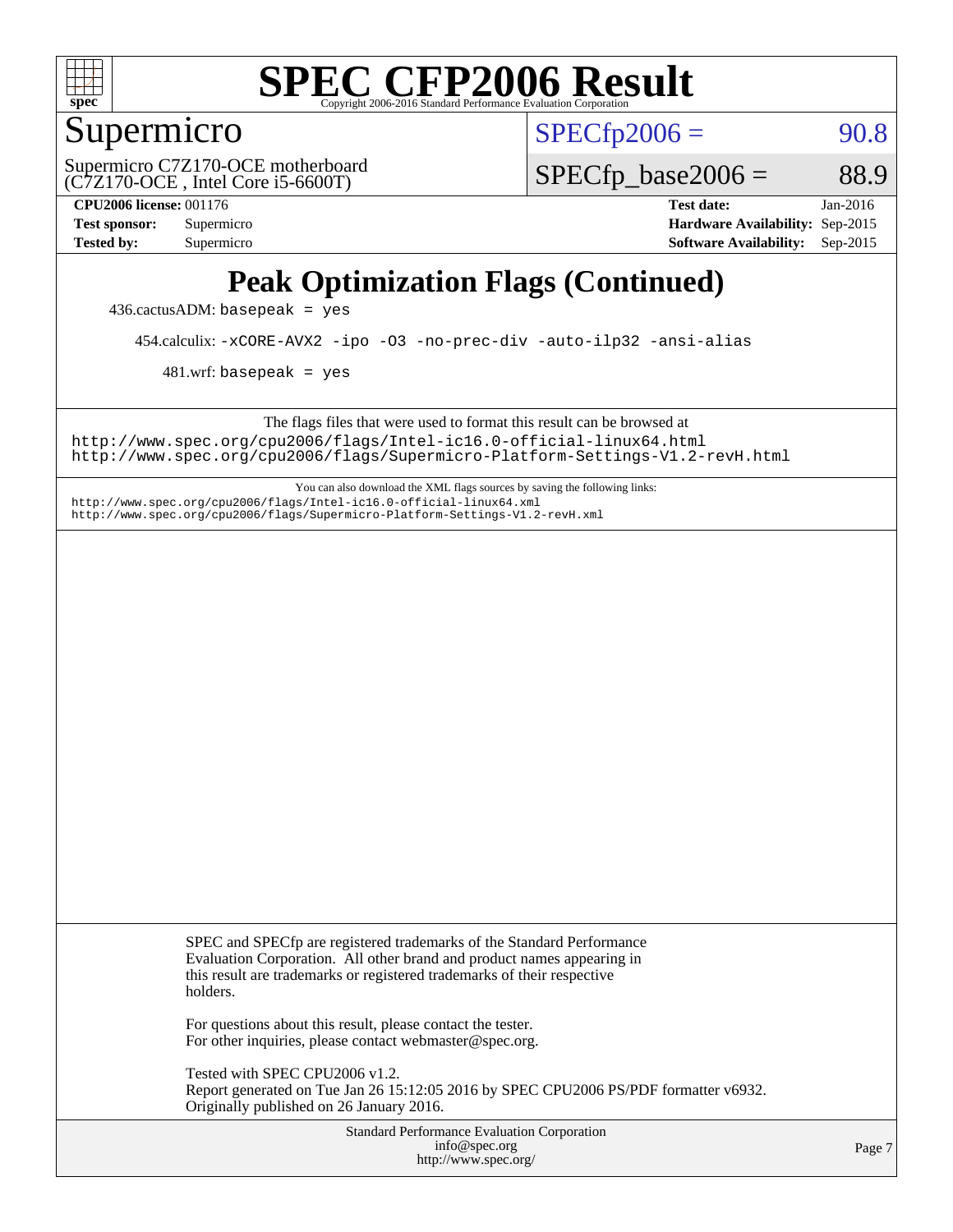# SPEC CFP2006 Result

Copyright 2006-2016 Standard Performance Evaluation Corporation

## Supermicro

Supermicro C7Z170-OCE motherboard
(C7Z170-OCE , Intel Core i5-6600T)

SPECfp2006 = 90.8

SPECfp_base2006 = 88.9

**CPU2006 license:** 001176
**Test sponsor:** Supermicro
**Tested by:** Supermicro

**Test date:** Jan-2016
**Hardware Availability:** Sep-2015
**Software Availability:** Sep-2015

## Peak Optimization Flags (Continued)

436.cactusADM: basepeak = yes

454.calculix: -xCORE-AVX2 -ipo -O3 -no-prec-div -auto-ilp32 -ansi-alias

481.wrf: basepeak = yes

The flags files that were used to format this result can be browsed at
http://www.spec.org/cpu2006/flags/Intel-ic16.0-official-linux64.html
http://www.spec.org/cpu2006/flags/Supermicro-Platform-Settings-V1.2-revH.html

You can also download the XML flags sources by saving the following links:
http://www.spec.org/cpu2006/flags/Intel-ic16.0-official-linux64.xml
http://www.spec.org/cpu2006/flags/Supermicro-Platform-Settings-V1.2-revH.xml

SPEC and SPECfp are registered trademarks of the Standard Performance Evaluation Corporation. All other brand and product names appearing in this result are trademarks or registered trademarks of their respective holders.

For questions about this result, please contact the tester.
For other inquiries, please contact webmaster@spec.org.

Tested with SPEC CPU2006 v1.2.
Report generated on Tue Jan 26 15:12:05 2016 by SPEC CPU2006 PS/PDF formatter v6932.
Originally published on 26 January 2016.

Standard Performance Evaluation Corporation
info@spec.org
http://www.spec.org/